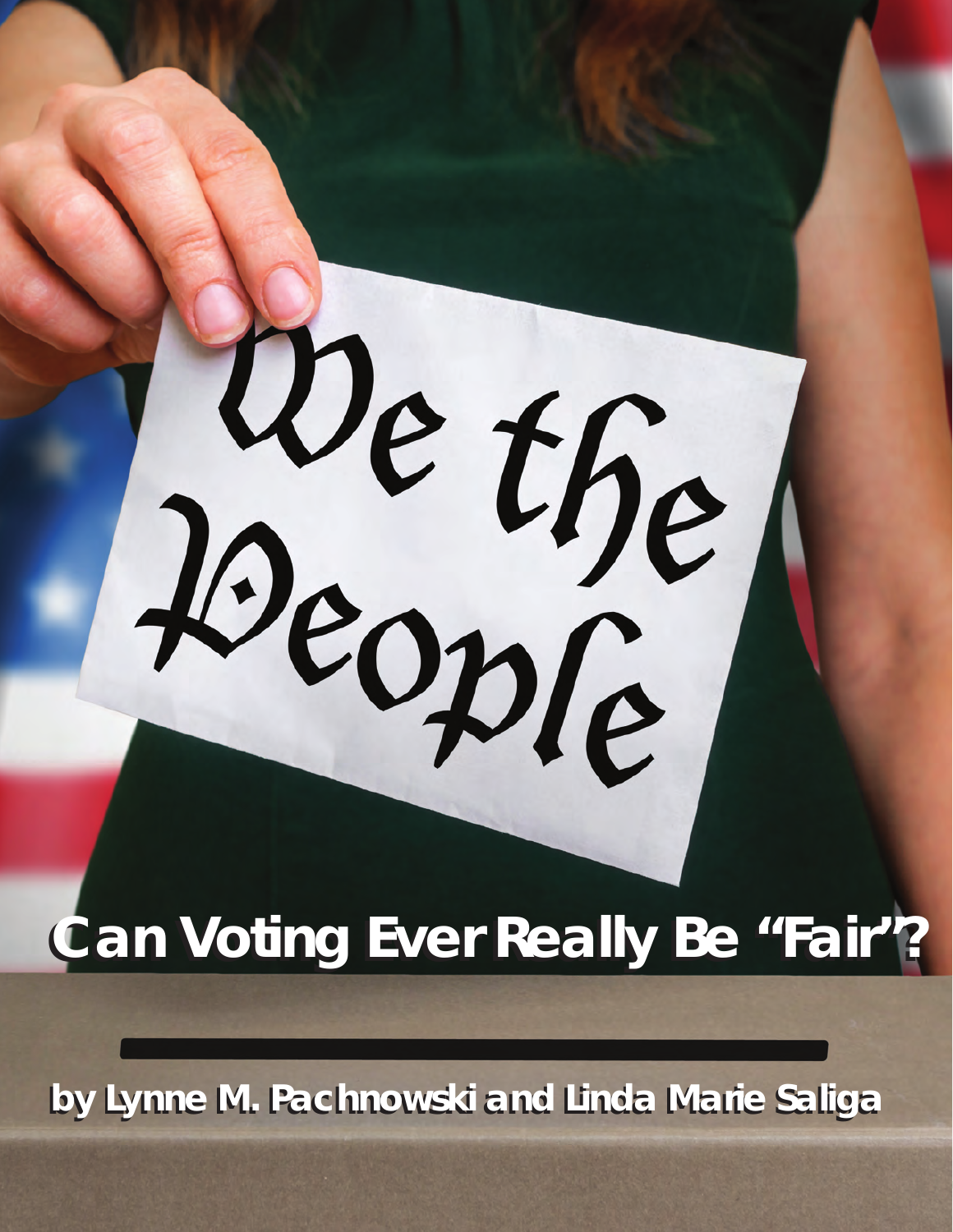# Can Voting Ever Really Be "Fair"?

by Lynne M. Pachnowski and Linda Marie Saliga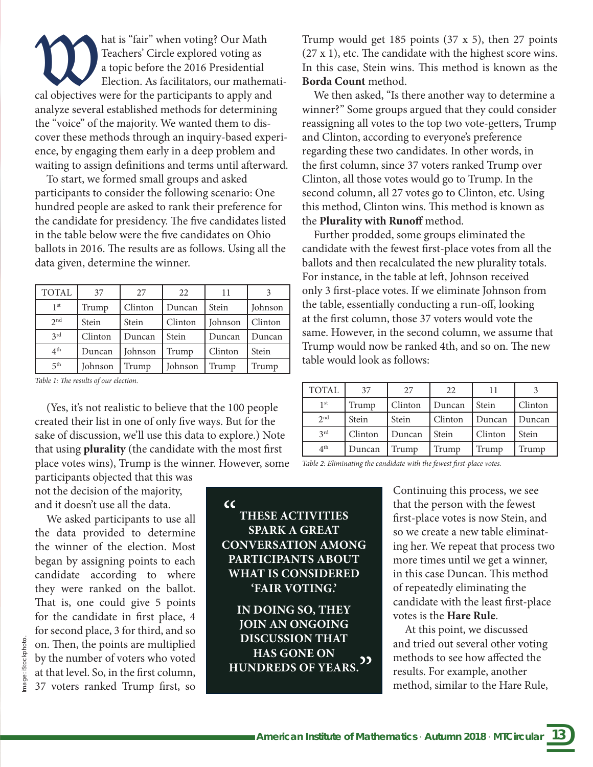What is "fair" when voting? Our Math Teachers' Circle explored voting as a topic before the 2016 Presidential Election. As facilitators, our mathematical objectives were for the participants to apply and analyze several established methods for determining the "voice" of the majority. We wanted them to discover these methods through an inquiry-based experience, by engaging them early in a deep problem and waiting to assign definitions and terms until afterward.

To start, we formed small groups and asked participants to consider the following scenario: One hundred people are asked to rank their preference for the candidate for presidency. The five candidates listed in the table below were the five candidates on Ohio ballots in 2016. The results are as follows. Using all the data given, determine the winner.

| TOTAL | 37 | 27 | 22 | 11 | 3 |
|---|---|---|---|---|---|
| 1st | Trump | Clinton | Duncan | Stein | Johnson |
| 2nd | Stein | Stein | Clinton | Johnson | Clinton |
| 3rd | Clinton | Duncan | Stein | Duncan | Duncan |
| 4th | Duncan | Johnson | Trump | Clinton | Stein |
| 5th | Johnson | Trump | Johnson | Trump | Trump |

*Table 1: The results of our election.*

(Yes, it's not realistic to believe that the 100 people created their list in one of only five ways. But for the sake of discussion, we'll use this data to explore.) Note that using **plurality** (the candidate with the most first place votes wins), Trump is the winner. However, some participants objected that this was not the decision of the majority, and it doesn't use all the data.

We asked participants to use all the data provided to determine the winner of the election. Most began by assigning points to each candidate according to where they were ranked on the ballot. That is, one could give 5 points for the candidate in first place, 4 for second place, 3 for third, and so on. Then, the points are multiplied by the number of voters who voted at that level. So, in the first column, 37 voters ranked Trump first, so Trump would get 185 points (37 x 5), then 27 points (27 x 1), etc. The candidate with the highest score wins. In this case, Stein wins. This method is known as the **Borda Count** method.

We then asked, "Is there another way to determine a winner?" Some groups argued that they could consider reassigning all votes to the top two vote-getters, Trump and Clinton, according to everyone's preference regarding these two candidates. In other words, in the first column, since 37 voters ranked Trump over Clinton, all those votes would go to Trump. In the second column, all 27 votes go to Clinton, etc. Using this method, Clinton wins. This method is known as the **Plurality with Runoff** method.

Further prodded, some groups eliminated the candidate with the fewest first-place votes from all the ballots and then recalculated the new plurality totals. For instance, in the table at left, Johnson received only 3 first-place votes. If we eliminate Johnson from the table, essentially conducting a run-off, looking at the first column, those 37 voters would vote the same. However, in the second column, we assume that Trump would now be ranked 4th, and so on. The new table would look as follows:

| TOTAL | 37 | 27 | 22 | 11 | 3 |
|---|---|---|---|---|---|
| 1st | Trump | Clinton | Duncan | Stein | Clinton |
| 2nd | Stein | Stein | Clinton | Duncan | Duncan |
| 3rd | Clinton | Duncan | Stein | Clinton | Stein |
| 4th | Duncan | Trump | Trump | Trump | Trump |

*Table 2: Eliminating the candidate with the fewest first-place votes.*

> "THESE ACTIVITIES SPARK A GREAT CONVERSATION AMONG PARTICIPANTS ABOUT WHAT IS CONSIDERED 'FAIR VOTING.'
>
> IN DOING SO, THEY JOIN AN ONGOING DISCUSSION THAT HAS GONE ON HUNDREDS OF YEARS."

Continuing this process, we see that the person with the fewest first-place votes is now Stein, and so we create a new table eliminating her. We repeat that process two more times until we get a winner, in this case Duncan. This method of repeatedly eliminating the candidate with the least first-place votes is the **Hare Rule**.

At this point, we discussed and tried out several other voting methods to see how affected the results. For example, another method, similar to the Hare Rule,

Image: iStockphoto.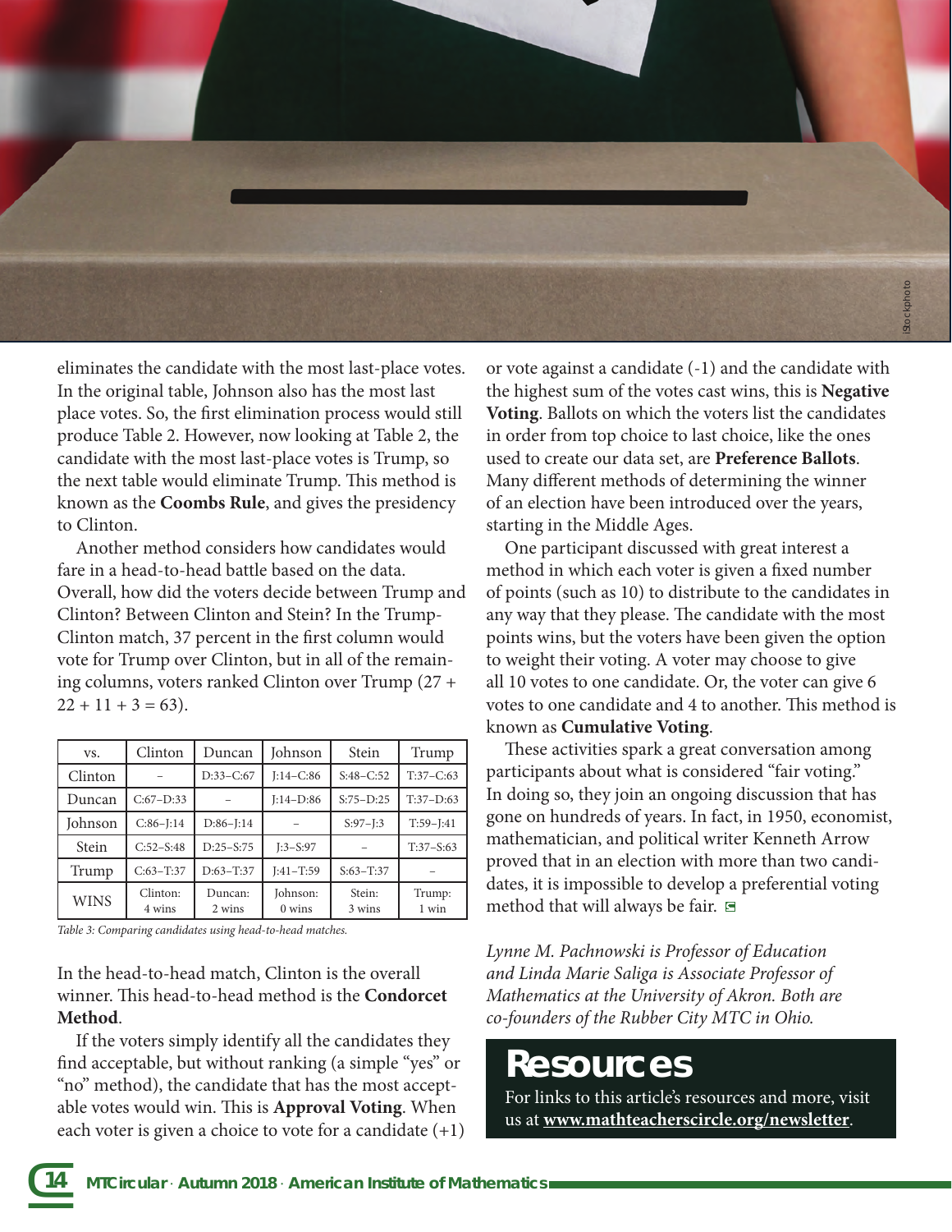eliminates the candidate with the most last-place votes. In the original table, Johnson also has the most last place votes. So, the first elimination process would still produce Table 2. However, now looking at Table 2, the candidate with the most last-place votes is Trump, so the next table would eliminate Trump. This method is known as the **Coombs Rule**, and gives the presidency to Clinton.

Another method considers how candidates would fare in a head-to-head battle based on the data. Overall, how did the voters decide between Trump and Clinton? Between Clinton and Stein? In the Trump-Clinton match, 37 percent in the first column would vote for Trump over Clinton, but in all of the remaining columns, voters ranked Clinton over Trump (27 + 22 + 11 + 3 = 63).

| vs. | Clinton | Duncan | Johnson | Stein | Trump |
|---|---|---|---|---|---|
| Clinton | – | D:33–C:67 | J:14–C:86 | S:48–C:52 | T:37–C:63 |
| Duncan | C:67–D:33 | – | J:14–D:86 | S:75–D:25 | T:37–D:63 |
| Johnson | C:86–J:14 | D:86–J:14 | – | S:97–J:3 | T:59–J:41 |
| Stein | C:52–S:48 | D:25–S:75 | J:3–S:97 | – | T:37–S:63 |
| Trump | C:63–T:37 | D:63–T:37 | J:41–T:59 | S:63–T:37 | – |
| WINS | Clinton: 4 wins | Duncan: 2 wins | Johnson: 0 wins | Stein: 3 wins | Trump: 1 win |

*Table 3: Comparing candidates using head-to-head matches.*

In the head-to-head match, Clinton is the overall winner. This head-to-head method is the **Condorcet Method**.

If the voters simply identify all the candidates they find acceptable, but without ranking (a simple "yes" or "no" method), the candidate that has the most acceptable votes would win. This is **Approval Voting**. When each voter is given a choice to vote for a candidate (+1) or vote against a candidate (-1) and the candidate with the highest sum of the votes cast wins, this is **Negative Voting**. Ballots on which the voters list the candidates in order from top choice to last choice, like the ones used to create our data set, are **Preference Ballots**. Many different methods of determining the winner of an election have been introduced over the years, starting in the Middle Ages.

One participant discussed with great interest a method in which each voter is given a fixed number of points (such as 10) to distribute to the candidates in any way that they please. The candidate with the most points wins, but the voters have been given the option to weight their voting. A voter may choose to give all 10 votes to one candidate. Or, the voter can give 6 votes to one candidate and 4 to another. This method is known as **Cumulative Voting**.

These activities spark a great conversation among participants about what is considered "fair voting." In doing so, they join an ongoing discussion that has gone on hundreds of years. In fact, in 1950, economist, mathematician, and political writer Kenneth Arrow proved that in an election with more than two candidates, it is impossible to develop a preferential voting method that will always be fair.

*Lynne M. Pachnowski is Professor of Education and Linda Marie Saliga is Associate Professor of Mathematics at the University of Akron. Both are co-founders of the Rubber City MTC in Ohio.*

## Resources

For links to this article's resources and more, visit us at **www.mathteacherscircle.org/newsletter**.